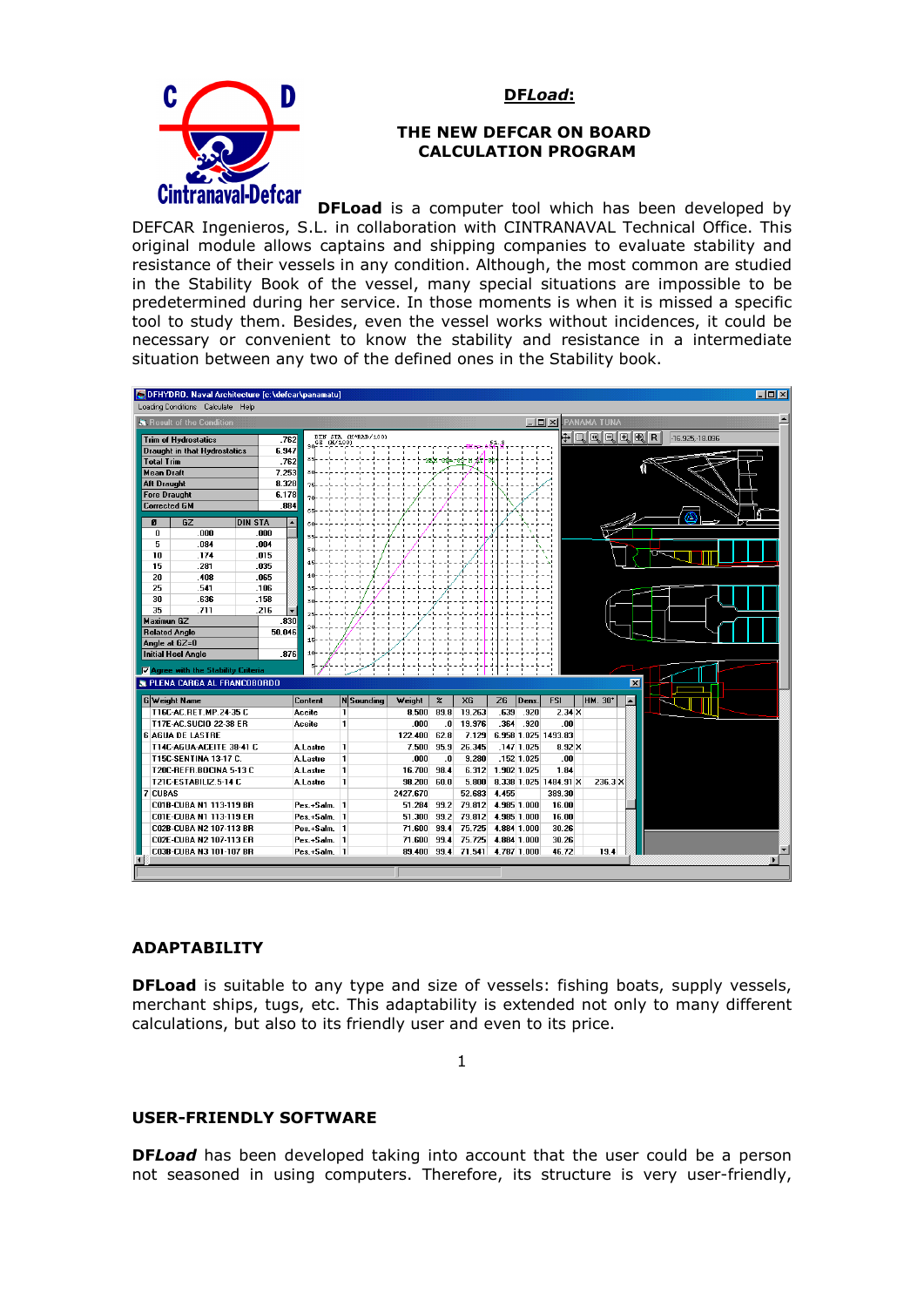# DF*Load*:

## THE NEW DEFCAR ON BOARD CALCULATION PROGRAM

**DFLoad** is a computer tool which has been developed by DEFCAR Ingenieros, S.L. in collaboration with CINTRANAVAL Technical Office. This original module allows captains and shipping companies to evaluate stability and resistance of their vessels in any condition. Although, the most common are studied in the Stability Book of the vessel, many special situations are impossible to be predetermined during her service. In those moments is when it is missed a specific tool to study them. Besides, even the vessel works without incidences, it could be necessary or convenient to know the stability and resistance in a intermediate situation between any two of the defined ones in the Stability book.

## ADAPTABILITY

**DFLoad** is suitable to any type and size of vessels: fishing boats, supply vessels, merchant ships, tugs, etc. This adaptability is extended not only to many different calculations, but also to its friendly user and even to its price.

## USER-FRIENDLY SOFTWARE

**DF*Load*** has been developed taking into account that the user could be a person not seasoned in using computers. Therefore, its structure is very user-friendly,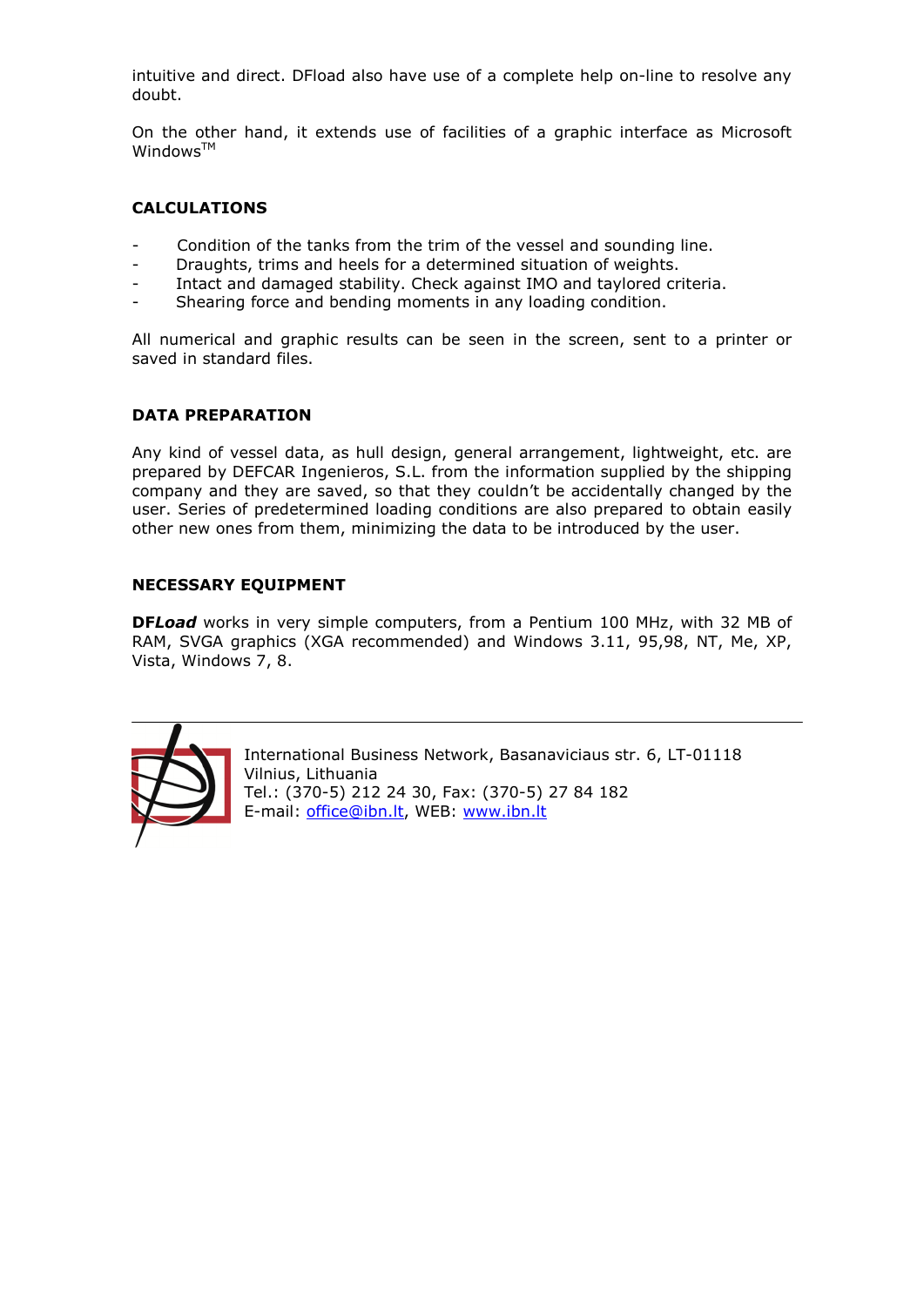intuitive and direct. DFload also have use of a complete help on-line to resolve any doubt.

On the other hand, it extends use of facilities of a graphic interface as Microsoft Windows™

## CALCULATIONS

- Condition of the tanks from the trim of the vessel and sounding line.
- Draughts, trims and heels for a determined situation of weights.
- Intact and damaged stability. Check against IMO and taylored criteria.
- Shearing force and bending moments in any loading condition.

All numerical and graphic results can be seen in the screen, sent to a printer or saved in standard files.

## DATA PREPARATION

Any kind of vessel data, as hull design, general arrangement, lightweight, etc. are prepared by DEFCAR Ingenieros, S.L. from the information supplied by the shipping company and they are saved, so that they couldn't be accidentally changed by the user. Series of predetermined loading conditions are also prepared to obtain easily other new ones from them, minimizing the data to be introduced by the user.

## NECESSARY EQUIPMENT

**DF*Load*** works in very simple computers, from a Pentium 100 MHz, with 32 MB of RAM, SVGA graphics (XGA recommended) and Windows 3.11, 95,98, NT, Me, XP, Vista, Windows 7, 8.

---

International Business Network, Basanaviciaus str. 6, LT-01118 Vilnius, Lithuania
Tel.: (370-5) 212 24 30, Fax: (370-5) 27 84 182
E-mail: office@ibn.lt, WEB: www.ibn.lt